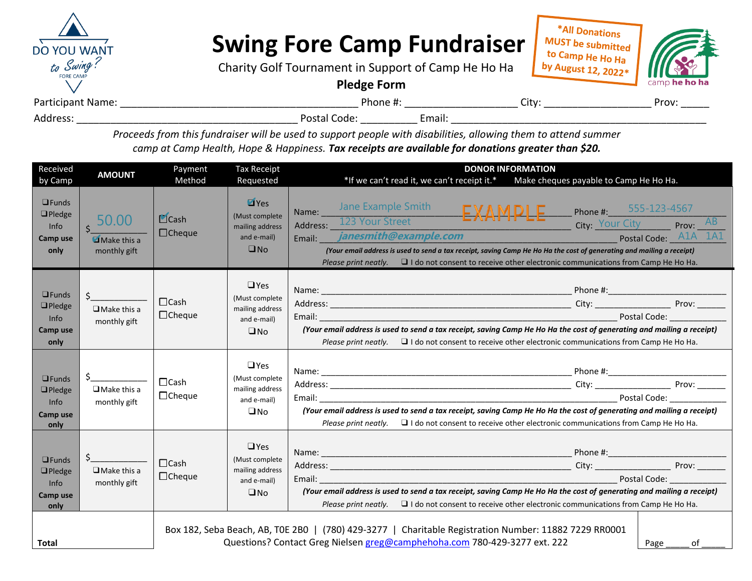DO YOU WANT *to Swing?* FORE CAMP

# Swing Fore Camp Fundraiser

Charity Golf Tournament in Support of Camp He Ho Ha

**Pledge Form**

*All Donations MUST be submitted to Camp He Ho Ha by August 12, 2022*

camp **he ho ha**

Participant Name: ________________________ Phone #: ______________ City: ______________ Prov: _____

Address: ________________________ Postal Code: _________ Email: ________________________

*Proceeds from this fundraiser will be used to support people with disabilities, allowing them to attend summer camp at Camp Health, Hope & Happiness.* ***Tax receipts are available for donations greater than $20.***

| Received by Camp | AMOUNT | Payment Method | Tax Receipt Requested | **DONOR INFORMATION** *If we can't read it, we can't receipt it.* Make cheques payable to Camp He Ho Ha. |
|---|---|---|---|---|
| ❑Funds ❑Pledge Info **Camp use only** | $ 50.00 ☑Make this a monthly gift | ☑Cash ☐Cheque | ☑Yes (Must complete mailing address and e-mail) ❑No | Name: Jane Example Smith EXAMPLE Phone #: 555-123-4567 Address: 123 Your Street City: Your City Prov: AB Email: janesmith@example.com Postal Code: A1A 1A1 ***(Your email address is used to send a tax receipt, saving Camp He Ho Ha the cost of generating and mailing a receipt)*** *Please print neatly.* ❑ I do not consent to receive other electronic communications from Camp He Ho Ha. |
| ❑Funds ❑Pledge Info **Camp use only** | $__________ ❑Make this a monthly gift | ☐Cash ☐Cheque | ❑Yes (Must complete mailing address and e-mail) ❑No | Name: ______ Phone #: ______ Address: ______ City: ______ Prov: ______ Email: ______ Postal Code: ______ ***(Your email address is used to send a tax receipt, saving Camp He Ho Ha the cost of generating and mailing a receipt)*** *Please print neatly.* ❑ I do not consent to receive other electronic communications from Camp He Ho Ha. |
| ❑Funds ❑Pledge Info **Camp use only** | $__________ ❑Make this a monthly gift | ☐Cash ☐Cheque | ❑Yes (Must complete mailing address and e-mail) ❑No | Name: ______ Phone #: ______ Address: ______ City: ______ Prov: ______ Email: ______ Postal Code: ______ ***(Your email address is used to send a tax receipt, saving Camp He Ho Ha the cost of generating and mailing a receipt)*** *Please print neatly.* ❑ I do not consent to receive other electronic communications from Camp He Ho Ha. |
| ❑Funds ❑Pledge Info **Camp use only** | $__________ ❑Make this a monthly gift | ☐Cash ☐Cheque | ❑Yes (Must complete mailing address and e-mail) ❑No | Name: ______ Phone #: ______ Address: ______ City: ______ Prov: ______ Email: ______ Postal Code: ______ ***(Your email address is used to send a tax receipt, saving Camp He Ho Ha the cost of generating and mailing a receipt)*** *Please print neatly.* ❑ I do not consent to receive other electronic communications from Camp He Ho Ha. |

**Total**

Box 182, Seba Beach, AB, T0E 2B0 | (780) 429-3277 | Charitable Registration Number: 11882 7229 RR0001
Questions? Contact Greg Nielsen greg@camphehoha.com 780-429-3277 ext. 222

Page _____ of _____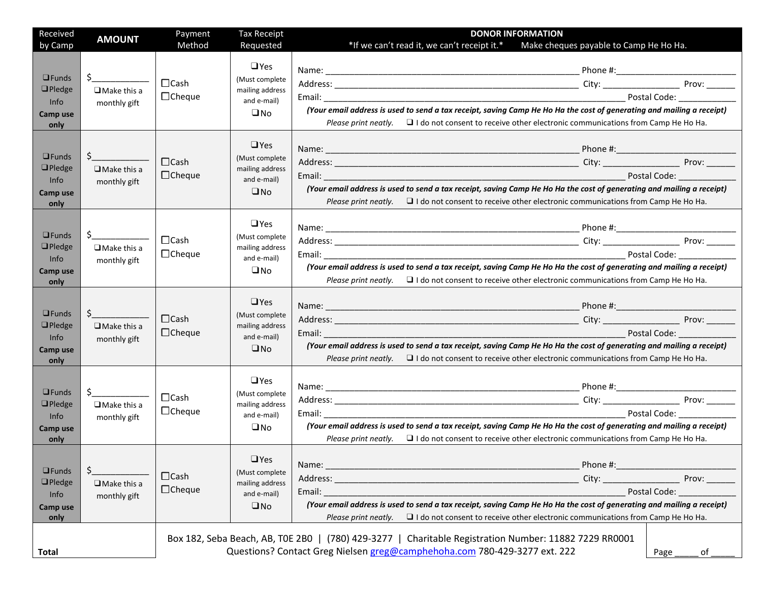| Received by Camp | AMOUNT | Payment Method | Tax Receipt Requested | DONOR INFORMATION *If we can't read it, we can't receipt it.* Make cheques payable to Camp He Ho Ha. |
|---|---|---|---|---|
| ❑Funds ❑Pledge Info **Camp use only** | $____________ ❑Make this a monthly gift | ☐Cash ☐Cheque | ❑Yes (Must complete mailing address and e-mail) ❑No | Name: ______________________ Phone #:____________ Address: ______________________ City: __________ Prov: ______ Email: ______________________ Postal Code: ____________ ***(Your email address is used to send a tax receipt, saving Camp He Ho Ha the cost of generating and mailing a receipt)*** *Please print neatly.* ❑ I do not consent to receive other electronic communications from Camp He Ho Ha. |
| ❑Funds ❑Pledge Info **Camp use only** | $____________ ❑Make this a monthly gift | ☐Cash ☐Cheque | ❑Yes (Must complete mailing address and e-mail) ❑No | Name: ______________________ Phone #:____________ Address: ______________________ City: __________ Prov: ______ Email: ______________________ Postal Code: ____________ ***(Your email address is used to send a tax receipt, saving Camp He Ho Ha the cost of generating and mailing a receipt)*** *Please print neatly.* ❑ I do not consent to receive other electronic communications from Camp He Ho Ha. |
| ❑Funds ❑Pledge Info **Camp use only** | $____________ ❑Make this a monthly gift | ☐Cash ☐Cheque | ❑Yes (Must complete mailing address and e-mail) ❑No | Name: ______________________ Phone #:____________ Address: ______________________ City: __________ Prov: ______ Email: ______________________ Postal Code: ____________ ***(Your email address is used to send a tax receipt, saving Camp He Ho Ha the cost of generating and mailing a receipt)*** *Please print neatly.* ❑ I do not consent to receive other electronic communications from Camp He Ho Ha. |
| ❑Funds ❑Pledge Info **Camp use only** | $____________ ❑Make this a monthly gift | ☐Cash ☐Cheque | ❑Yes (Must complete mailing address and e-mail) ❑No | Name: ______________________ Phone #:____________ Address: ______________________ City: __________ Prov: ______ Email: ______________________ Postal Code: ____________ ***(Your email address is used to send a tax receipt, saving Camp He Ho Ha the cost of generating and mailing a receipt)*** *Please print neatly.* ❑ I do not consent to receive other electronic communications from Camp He Ho Ha. |
| ❑Funds ❑Pledge Info **Camp use only** | $____________ ❑Make this a monthly gift | ☐Cash ☐Cheque | ❑Yes (Must complete mailing address and e-mail) ❑No | Name: ______________________ Phone #:____________ Address: ______________________ City: __________ Prov: ______ Email: ______________________ Postal Code: ____________ ***(Your email address is used to send a tax receipt, saving Camp He Ho Ha the cost of generating and mailing a receipt)*** *Please print neatly.* ❑ I do not consent to receive other electronic communications from Camp He Ho Ha. |
| ❑Funds ❑Pledge Info **Camp use only** | $____________ ❑Make this a monthly gift | ☐Cash ☐Cheque | ❑Yes (Must complete mailing address and e-mail) ❑No | Name: ______________________ Phone #:____________ Address: ______________________ City: __________ Prov: ______ Email: ______________________ Postal Code: ____________ ***(Your email address is used to send a tax receipt, saving Camp He Ho Ha the cost of generating and mailing a receipt)*** *Please print neatly.* ❑ I do not consent to receive other electronic communications from Camp He Ho Ha. |
| **Total** | | Box 182, Seba Beach, AB, T0E 2B0 \| (780) 429-3277 \| Charitable Registration Number: 11882 7229 RR0001 Questions? Contact Greg Nielsen greg@camphehoha.com 780-429-3277 ext. 222 | | Page _____ of _____ |